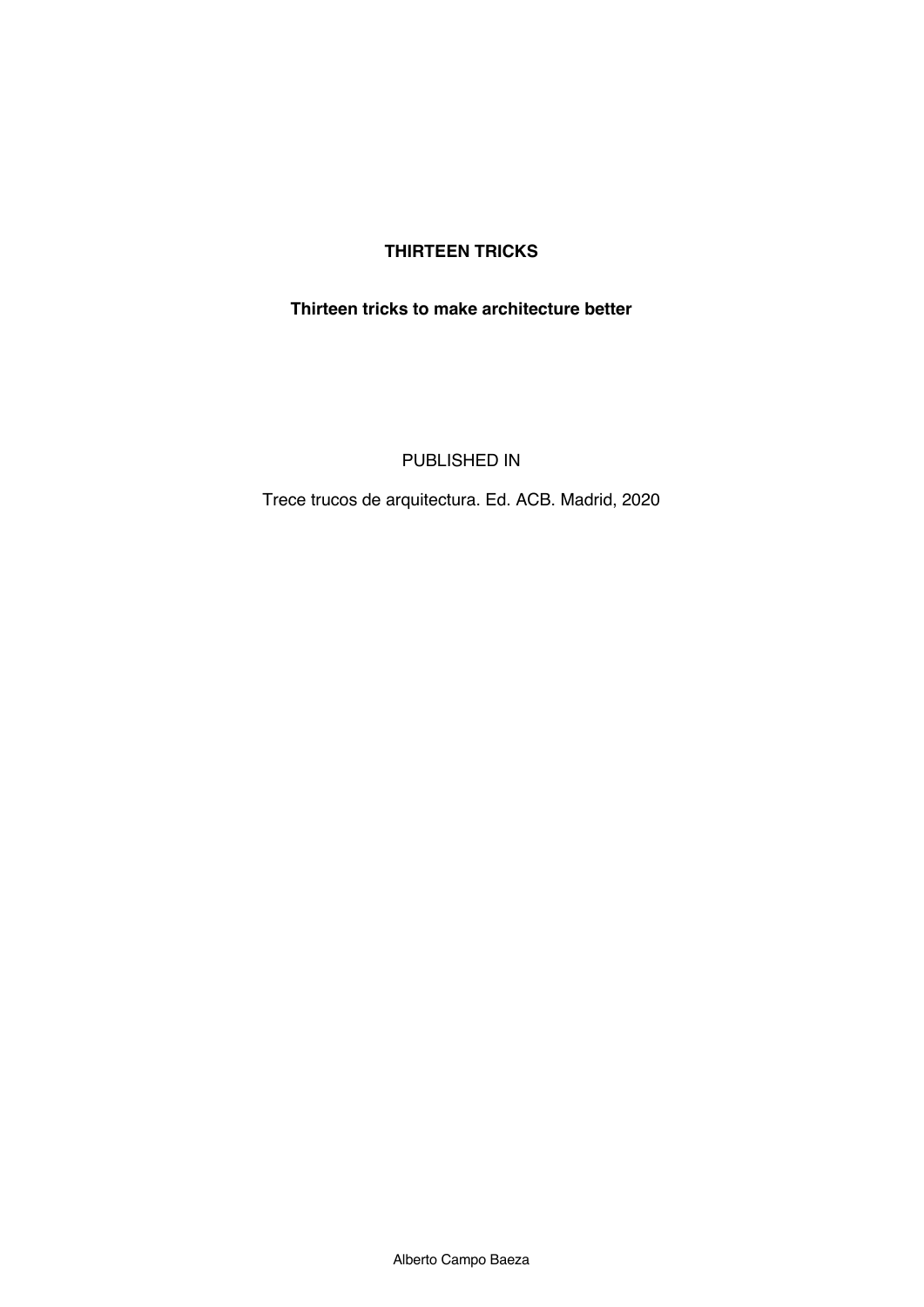# THIRTEEN TRICKS

## Thirteen tricks to make architecture better

PUBLISHED IN

Trece trucos de arquitectura. Ed. ACB. Madrid, 2020

Alberto Campo Baeza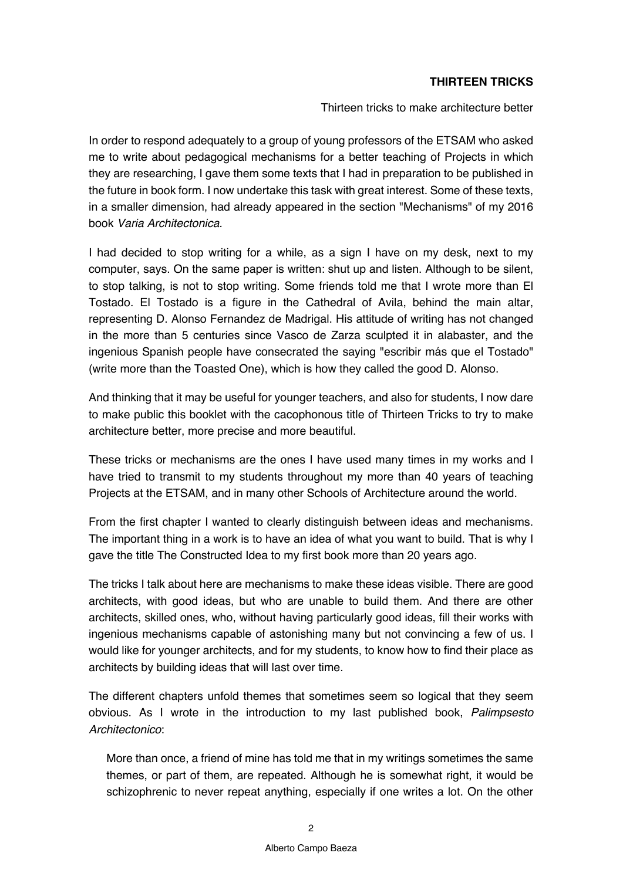**THIRTEEN TRICKS**

Thirteen tricks to make architecture better

In order to respond adequately to a group of young professors of the ETSAM who asked me to write about pedagogical mechanisms for a better teaching of Projects in which they are researching, I gave them some texts that I had in preparation to be published in the future in book form. I now undertake this task with great interest. Some of these texts, in a smaller dimension, had already appeared in the section "Mechanisms" of my 2016 book *Varia Architectonica.*

I had decided to stop writing for a while, as a sign I have on my desk, next to my computer, says. On the same paper is written: shut up and listen. Although to be silent, to stop talking, is not to stop writing. Some friends told me that I wrote more than El Tostado. El Tostado is a figure in the Cathedral of Avila, behind the main altar, representing D. Alonso Fernandez de Madrigal. His attitude of writing has not changed in the more than 5 centuries since Vasco de Zarza sculpted it in alabaster, and the ingenious Spanish people have consecrated the saying "escribir más que el Tostado" (write more than the Toasted One), which is how they called the good D. Alonso.

And thinking that it may be useful for younger teachers, and also for students, I now dare to make public this booklet with the cacophonous title of Thirteen Tricks to try to make architecture better, more precise and more beautiful.

These tricks or mechanisms are the ones I have used many times in my works and I have tried to transmit to my students throughout my more than 40 years of teaching Projects at the ETSAM, and in many other Schools of Architecture around the world.

From the first chapter I wanted to clearly distinguish between ideas and mechanisms. The important thing in a work is to have an idea of what you want to build. That is why I gave the title The Constructed Idea to my first book more than 20 years ago.

The tricks I talk about here are mechanisms to make these ideas visible. There are good architects, with good ideas, but who are unable to build them. And there are other architects, skilled ones, who, without having particularly good ideas, fill their works with ingenious mechanisms capable of astonishing many but not convincing a few of us. I would like for younger architects, and for my students, to know how to find their place as architects by building ideas that will last over time.

The different chapters unfold themes that sometimes seem so logical that they seem obvious. As I wrote in the introduction to my last published book, *Palimpsesto Architectonico*:

> More than once, a friend of mine has told me that in my writings sometimes the same themes, or part of them, are repeated. Although he is somewhat right, it would be schizophrenic to never repeat anything, especially if one writes a lot. On the other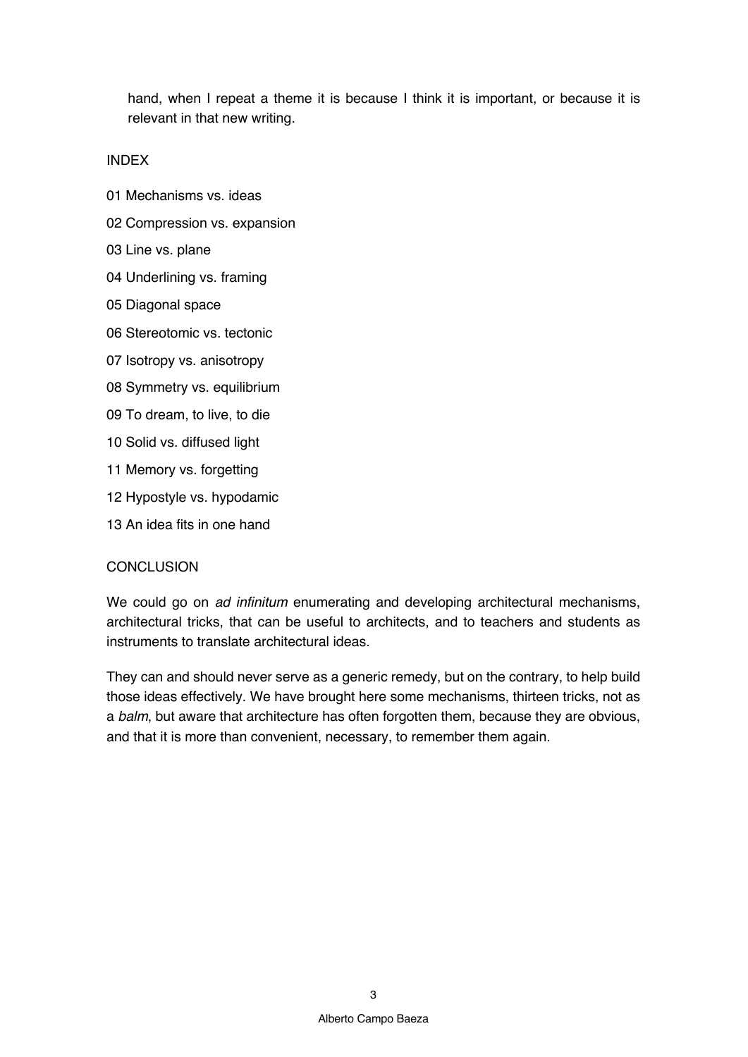hand, when I repeat a theme it is because I think it is important, or because it is relevant in that new writing.

## INDEX

01 Mechanisms vs. ideas

02 Compression vs. expansion

03 Line vs. plane

04 Underlining vs. framing

05 Diagonal space

06 Stereotomic vs. tectonic

07 Isotropy vs. anisotropy

08 Symmetry vs. equilibrium

09 To dream, to live, to die

10 Solid vs. diffused light

11 Memory vs. forgetting

12 Hypostyle vs. hypodamic

13 An idea fits in one hand

## CONCLUSION

We could go on *ad infinitum* enumerating and developing architectural mechanisms, architectural tricks, that can be useful to architects, and to teachers and students as instruments to translate architectural ideas.

They can and should never serve as a generic remedy, but on the contrary, to help build those ideas effectively. We have brought here some mechanisms, thirteen tricks, not as a *balm*, but aware that architecture has often forgotten them, because they are obvious, and that it is more than convenient, necessary, to remember them again.